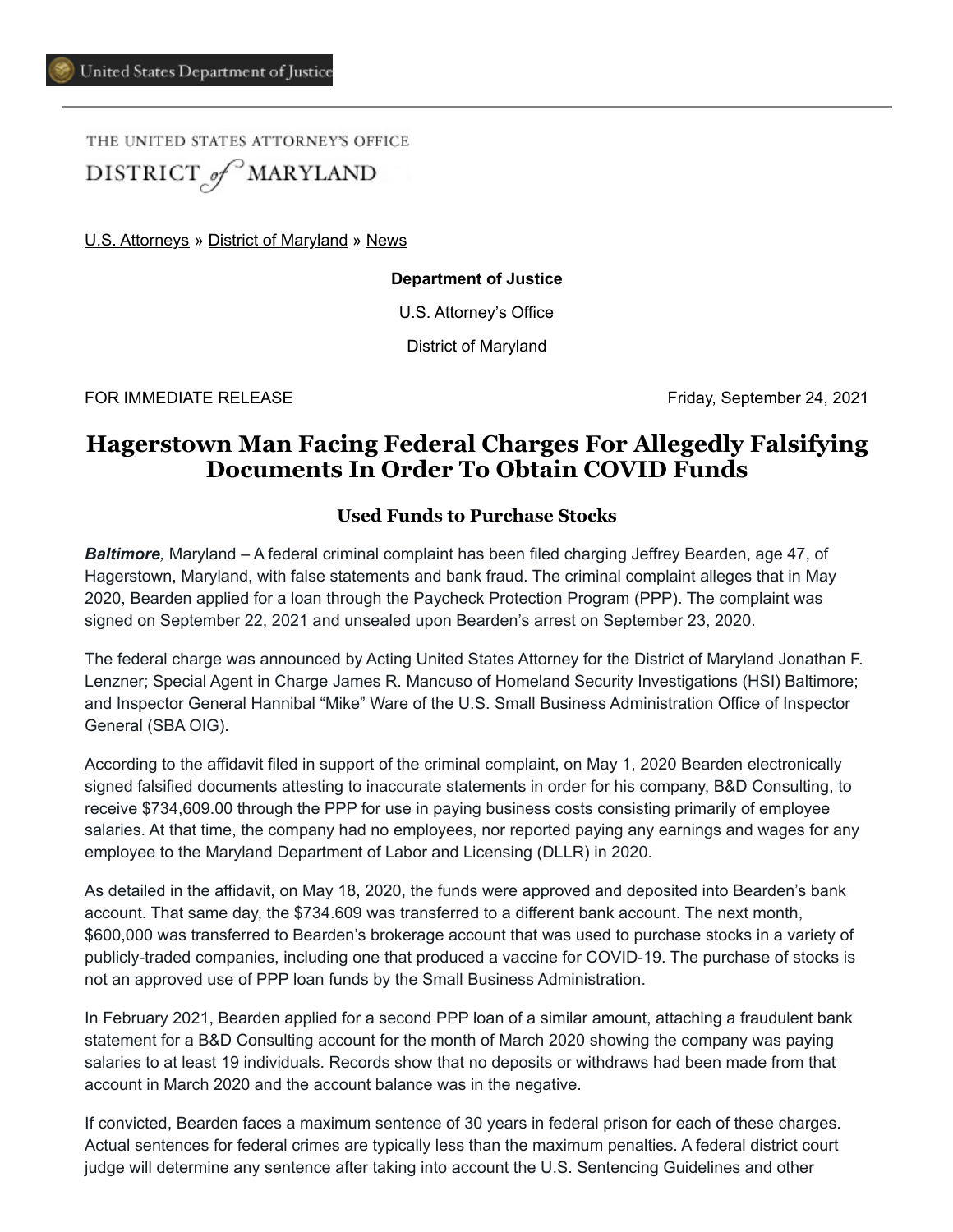United States Department of Justice

THE UNITED STATES ATTORNEY'S OFFICE
DISTRICT of MARYLAND

U.S. Attorneys » District of Maryland » News

**Department of Justice**

U.S. Attorney's Office

District of Maryland

FOR IMMEDIATE RELEASE Friday, September 24, 2021

# Hagerstown Man Facing Federal Charges For Allegedly Falsifying Documents In Order To Obtain COVID Funds

### Used Funds to Purchase Stocks

***Baltimore,*** Maryland – A federal criminal complaint has been filed charging Jeffrey Bearden, age 47, of Hagerstown, Maryland, with false statements and bank fraud. The criminal complaint alleges that in May 2020, Bearden applied for a loan through the Paycheck Protection Program (PPP). The complaint was signed on September 22, 2021 and unsealed upon Bearden's arrest on September 23, 2020.

The federal charge was announced by Acting United States Attorney for the District of Maryland Jonathan F. Lenzner; Special Agent in Charge James R. Mancuso of Homeland Security Investigations (HSI) Baltimore; and Inspector General Hannibal "Mike" Ware of the U.S. Small Business Administration Office of Inspector General (SBA OIG).

According to the affidavit filed in support of the criminal complaint, on May 1, 2020 Bearden electronically signed falsified documents attesting to inaccurate statements in order for his company, B&D Consulting, to receive $734,609.00 through the PPP for use in paying business costs consisting primarily of employee salaries. At that time, the company had no employees, nor reported paying any earnings and wages for any employee to the Maryland Department of Labor and Licensing (DLLR) in 2020.

As detailed in the affidavit, on May 18, 2020, the funds were approved and deposited into Bearden's bank account. That same day, the $734.609 was transferred to a different bank account. The next month, $600,000 was transferred to Bearden's brokerage account that was used to purchase stocks in a variety of publicly-traded companies, including one that produced a vaccine for COVID-19. The purchase of stocks is not an approved use of PPP loan funds by the Small Business Administration.

In February 2021, Bearden applied for a second PPP loan of a similar amount, attaching a fraudulent bank statement for a B&D Consulting account for the month of March 2020 showing the company was paying salaries to at least 19 individuals. Records show that no deposits or withdraws had been made from that account in March 2020 and the account balance was in the negative.

If convicted, Bearden faces a maximum sentence of 30 years in federal prison for each of these charges. Actual sentences for federal crimes are typically less than the maximum penalties. A federal district court judge will determine any sentence after taking into account the U.S. Sentencing Guidelines and other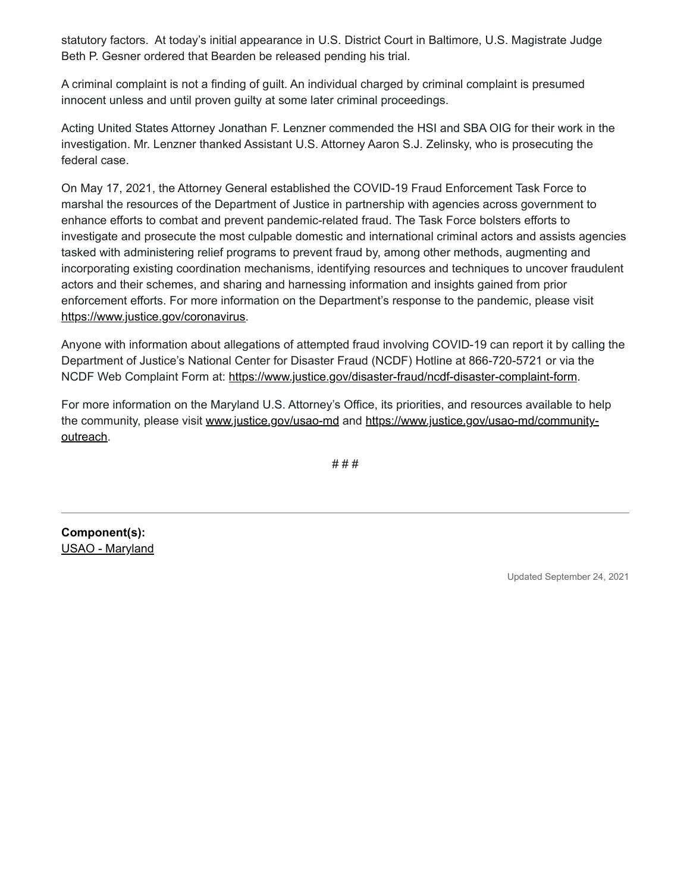statutory factors.  At today's initial appearance in U.S. District Court in Baltimore, U.S. Magistrate Judge Beth P. Gesner ordered that Bearden be released pending his trial.

A criminal complaint is not a finding of guilt. An individual charged by criminal complaint is presumed innocent unless and until proven guilty at some later criminal proceedings.

Acting United States Attorney Jonathan F. Lenzner commended the HSI and SBA OIG for their work in the investigation. Mr. Lenzner thanked Assistant U.S. Attorney Aaron S.J. Zelinsky, who is prosecuting the federal case.

On May 17, 2021, the Attorney General established the COVID-19 Fraud Enforcement Task Force to marshal the resources of the Department of Justice in partnership with agencies across government to enhance efforts to combat and prevent pandemic-related fraud. The Task Force bolsters efforts to investigate and prosecute the most culpable domestic and international criminal actors and assists agencies tasked with administering relief programs to prevent fraud by, among other methods, augmenting and incorporating existing coordination mechanisms, identifying resources and techniques to uncover fraudulent actors and their schemes, and sharing and harnessing information and insights gained from prior enforcement efforts. For more information on the Department's response to the pandemic, please visit https://www.justice.gov/coronavirus.

Anyone with information about allegations of attempted fraud involving COVID-19 can report it by calling the Department of Justice's National Center for Disaster Fraud (NCDF) Hotline at 866-720-5721 or via the NCDF Web Complaint Form at: https://www.justice.gov/disaster-fraud/ncdf-disaster-complaint-form.

For more information on the Maryland U.S. Attorney's Office, its priorities, and resources available to help the community, please visit www.justice.gov/usao-md and https://www.justice.gov/usao-md/community-outreach.

# # #

---

**Component(s):**
USAO - Maryland

Updated September 24, 2021